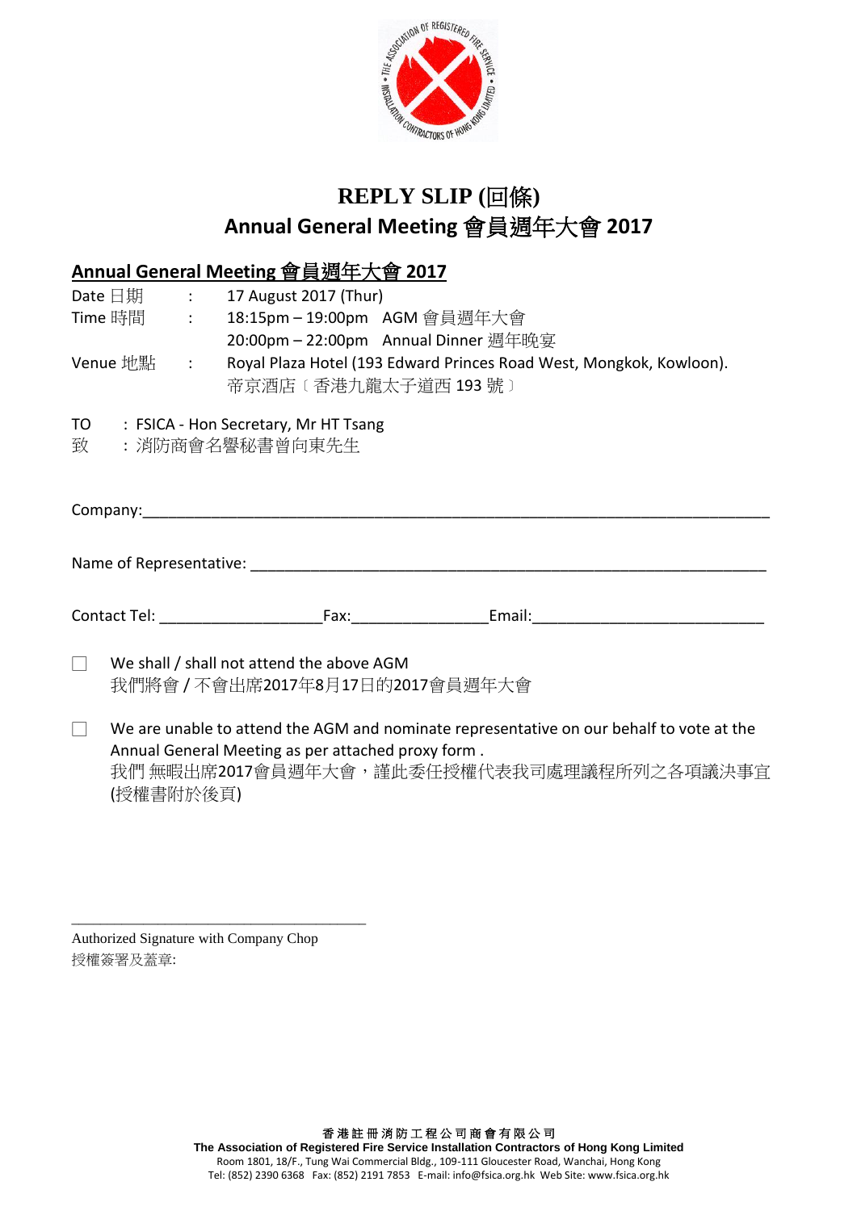# REPLY SLIP (回條)

## Annual General Meeting 會員週年大會 2017

**<u>Annual General Meeting 會員週年大會 2017</u>**

Date 日期 : 17 August 2017 (Thur)

Time 時間 : 18:15pm – 19:00pm AGM 會員週年大會
20:00pm – 22:00pm Annual Dinner 週年晚宴

Venue 地點 : Royal Plaza Hotel (193 Edward Princes Road West, Mongkok, Kowloon).
帝京酒店〔香港九龍太子道西 193 號〕

TO : FSICA - Hon Secretary, Mr HT Tsang
致 : 消防商會名譽秘書曾向東先生

Company:______________________________________________________________________

Name of Representative: _________________________________________________________

Contact Tel: ___________________Fax:_______________Email:__________________________

☐ We shall / shall not attend the above AGM
我們將會 / 不會出席2017年8月17日的2017會員週年大會

☐ We are unable to attend the AGM and nominate representative on our behalf to vote at the Annual General Meeting as per attached proxy form .
我們 無暇出席2017會員週年大會，謹此委任授權代表我司處理議程所列之各項議決事宜 (授權書附於後頁)

_____________________________________

Authorized Signature with Company Chop
授權簽署及蓋章:

香港註冊消防工程公司商會有限公司
**The Association of Registered Fire Service Installation Contractors of Hong Kong Limited**
Room 1801, 18/F., Tung Wai Commercial Bldg., 109-111 Gloucester Road, Wanchai, Hong Kong
Tel: (852) 2390 6368 Fax: (852) 2191 7853 E-mail: info@fsica.org.hk Web Site: www.fsica.org.hk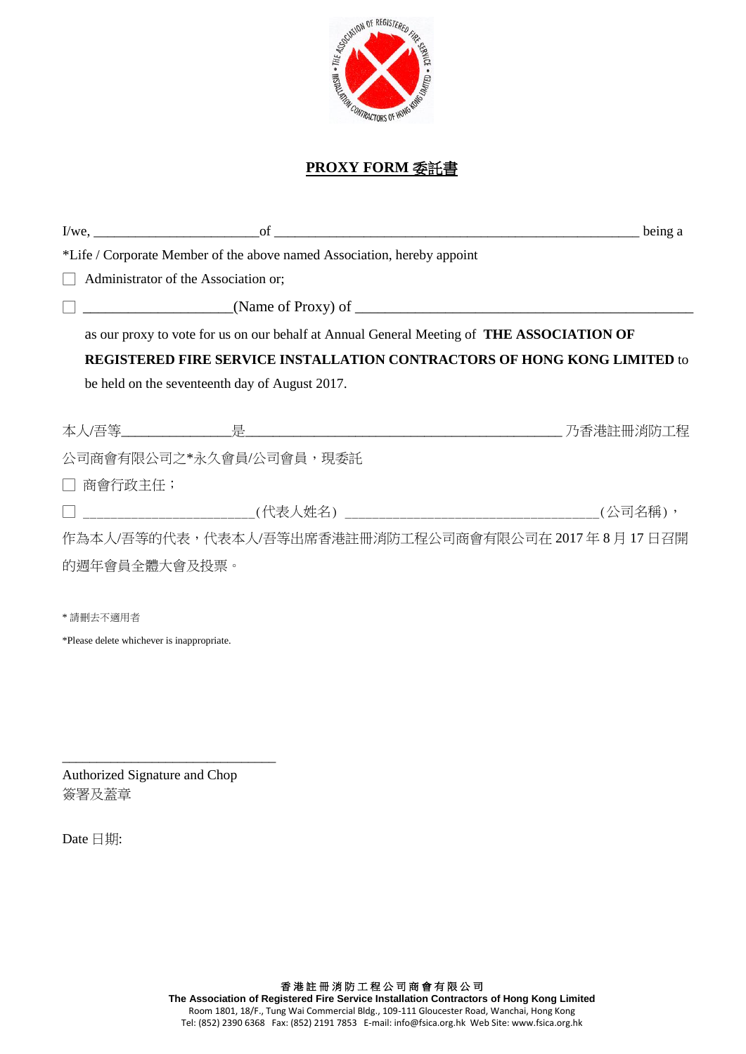# PROXY FORM 委託書

I/we, ________________________of _____________________________________________________ being a

*Life / Corporate Member of the above named Association, hereby appoint

☐ Administrator of the Association or;

☐ ____________________(Name of Proxy) of ______________________________________________

as our proxy to vote for us on our behalf at Annual General Meeting of **THE ASSOCIATION OF REGISTERED FIRE SERVICE INSTALLATION CONTRACTORS OF HONG KONG LIMITED** to be held on the seventeenth day of August 2017.

本人/吾等_______________是_____________________________________________乃香港註冊消防工程公司商會有限公司之*永久會員/公司會員，現委託

☐ 商會行政主任；

☐ ________________________(代表人姓名) ___________________________________(公司名稱)，

作為本人/吾等的代表，代表本人/吾等出席香港註冊消防工程公司商會有限公司在 2017 年 8 月 17 日召開的週年會員全體大會及投票。

* 請刪去不適用者

*Please delete whichever is inappropriate.

_______________________________

Authorized Signature and Chop
簽署及蓋章

Date 日期:

香港註冊消防工程公司商會有限公司
**The Association of Registered Fire Service Installation Contractors of Hong Kong Limited**
Room 1801, 18/F., Tung Wai Commercial Bldg., 109-111 Gloucester Road, Wanchai, Hong Kong
Tel: (852) 2390 6368 Fax: (852) 2191 7853 E-mail: info@fsica.org.hk Web Site: www.fsica.org.hk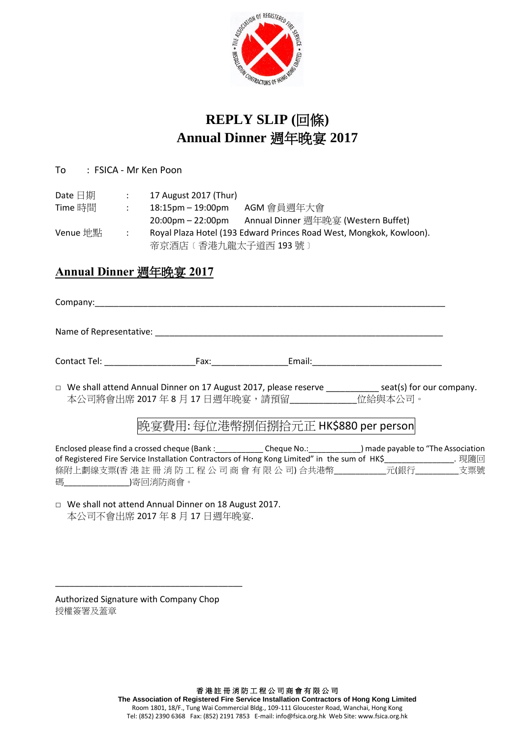# REPLY SLIP (回條)
# Annual Dinner 週年晚宴 2017

To : FSICA - Mr Ken Poon

| | | |
|---|---|---|
| Date 日期 | : | 17 August 2017 (Thur) |
| Time 時間 | : | 18:15pm – 19:00pm AGM 會員週年大會 |
| | | 20:00pm – 22:00pm Annual Dinner 週年晚宴 (Western Buffet) |
| Venue 地點 | : | Royal Plaza Hotel (193 Edward Princes Road West, Mongkok, Kowloon). 帝京酒店﹝香港九龍太子道西 193 號﹞ |

## Annual Dinner 週年晚宴 2017

Company:_______________________________________________________________________

Name of Representative: _____________________________________________________

Contact Tel: ___________________Fax:________________Email:___________________________

□ We shall attend Annual Dinner on 17 August 2017, please reserve ___________ seat(s) for our company.
本公司將會出席 2017 年 8 月 17 日週年晚宴，請預留_____________位給與本公司。

晚宴費用: 每位港幣捌佰捌拾元正 HK$880 per person

Enclosed please find a crossed cheque (Bank :___________ Cheque No.:____________) made payable to "The Association of Registered Fire Service Installation Contractors of Hong Kong Limited" in the sum of HK$________________. 現隨回條附上劃線支票(香 港 註 冊 消 防 工 程 公 司 商 會 有 限 公 司) 合共港幣___________元(銀行_________支票號碼______________)寄回消防商會。

□ We shall not attend Annual Dinner on 18 August 2017.
本公司不會出席 2017 年 8 月 17 日週年晚宴.

_________________________________________

Authorized Signature with Company Chop
授權簽署及蓋章

香港註冊消防工程公司商會有限公司
**The Association of Registered Fire Service Installation Contractors of Hong Kong Limited**
Room 1801, 18/F., Tung Wai Commercial Bldg., 109-111 Gloucester Road, Wanchai, Hong Kong
Tel: (852) 2390 6368 Fax: (852) 2191 7853 E-mail: info@fsica.org.hk Web Site: www.fsica.org.hk